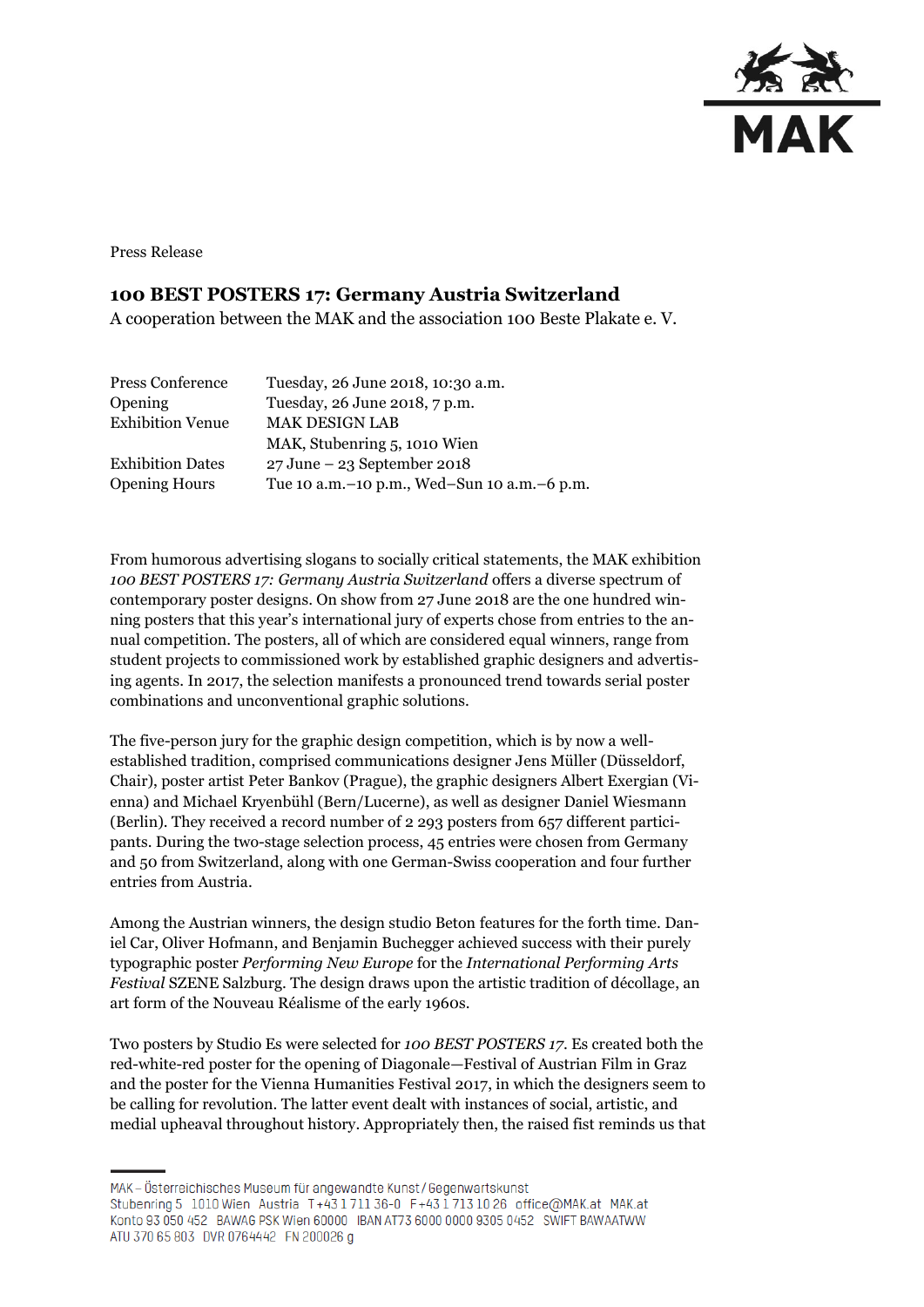Press Release

## 100 BEST POSTERS 17: Germany Austria Switzerland

A cooperation between the MAK and the association 100 Beste Plakate e. V.

| | |
|---|---|
| Press Conference | Tuesday, 26 June 2018, 10:30 a.m. |
| Opening | Tuesday, 26 June 2018, 7 p.m. |
| Exhibition Venue | MAK DESIGN LAB |
| | MAK, Stubenring 5, 1010 Wien |
| Exhibition Dates | 27 June – 23 September 2018 |
| Opening Hours | Tue 10 a.m.–10 p.m., Wed–Sun 10 a.m.–6 p.m. |

From humorous advertising slogans to socially critical statements, the MAK exhibition *100 BEST POSTERS 17: Germany Austria Switzerland* offers a diverse spectrum of contemporary poster designs. On show from 27 June 2018 are the one hundred winning posters that this year's international jury of experts chose from entries to the annual competition. The posters, all of which are considered equal winners, range from student projects to commissioned work by established graphic designers and advertising agents. In 2017, the selection manifests a pronounced trend towards serial poster combinations and unconventional graphic solutions.

The five-person jury for the graphic design competition, which is by now a well-established tradition, comprised communications designer Jens Müller (Düsseldorf, Chair), poster artist Peter Bankov (Prague), the graphic designers Albert Exergian (Vienna) and Michael Kryenbühl (Bern/Lucerne), as well as designer Daniel Wiesmann (Berlin). They received a record number of 2 293 posters from 657 different participants. During the two-stage selection process, 45 entries were chosen from Germany and 50 from Switzerland, along with one German-Swiss cooperation and four further entries from Austria.

Among the Austrian winners, the design studio Beton features for the forth time. Daniel Car, Oliver Hofmann, and Benjamin Buchegger achieved success with their purely typographic poster *Performing New Europe* for the *International Performing Arts Festival* SZENE Salzburg. The design draws upon the artistic tradition of décollage, an art form of the Nouveau Réalisme of the early 1960s.

Two posters by Studio Es were selected for *100 BEST POSTERS 17*. Es created both the red-white-red poster for the opening of Diagonale—Festival of Austrian Film in Graz and the poster for the Vienna Humanities Festival 2017, in which the designers seem to be calling for revolution. The latter event dealt with instances of social, artistic, and medial upheaval throughout history. Appropriately then, the raised fist reminds us that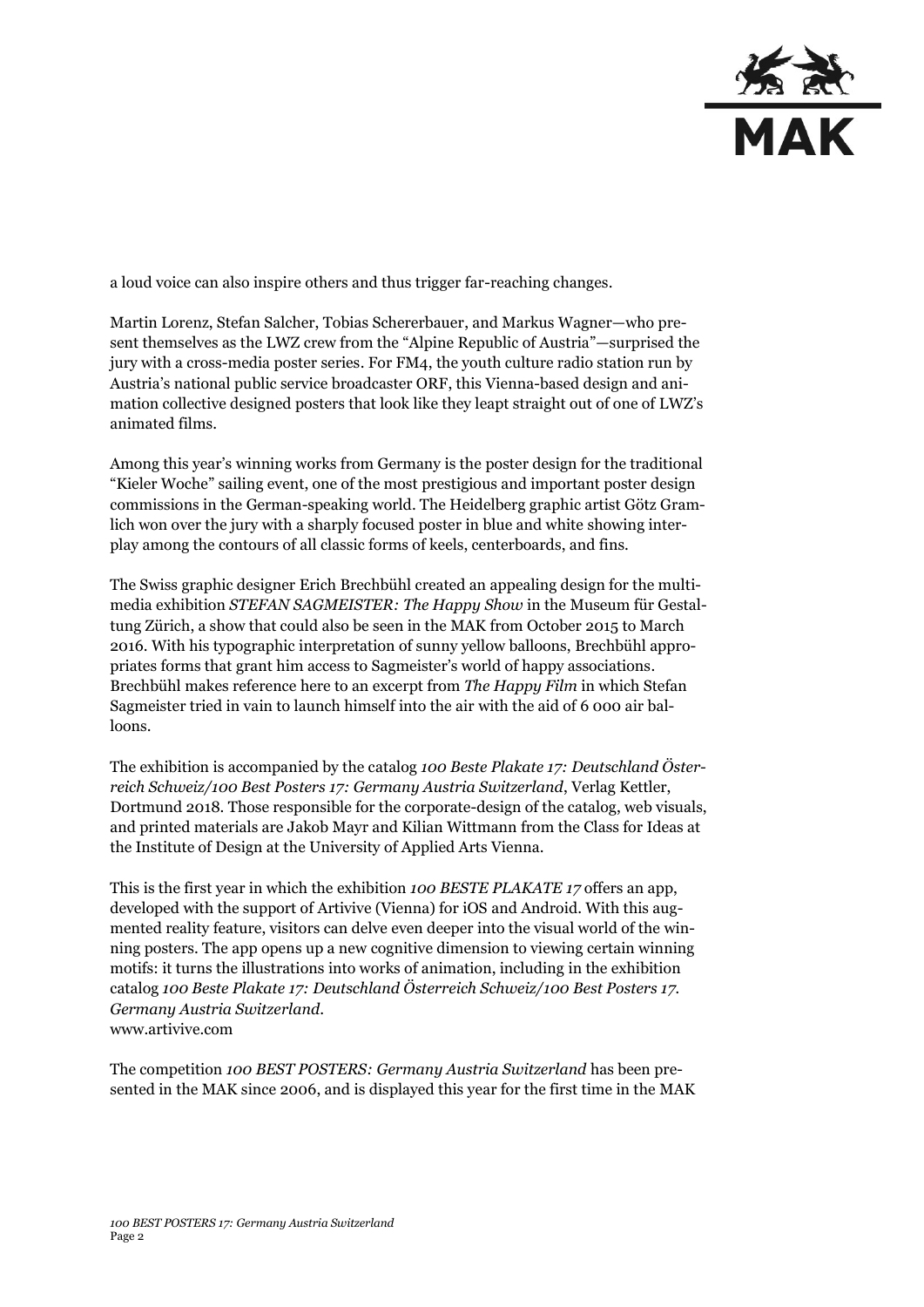a loud voice can also inspire others and thus trigger far-reaching changes.

Martin Lorenz, Stefan Salcher, Tobias Schererbauer, and Markus Wagner—who present themselves as the LWZ crew from the "Alpine Republic of Austria"—surprised the jury with a cross-media poster series. For FM4, the youth culture radio station run by Austria's national public service broadcaster ORF, this Vienna-based design and animation collective designed posters that look like they leapt straight out of one of LWZ's animated films.

Among this year's winning works from Germany is the poster design for the traditional "Kieler Woche" sailing event, one of the most prestigious and important poster design commissions in the German-speaking world. The Heidelberg graphic artist Götz Gramlich won over the jury with a sharply focused poster in blue and white showing interplay among the contours of all classic forms of keels, centerboards, and fins.

The Swiss graphic designer Erich Brechbühl created an appealing design for the multimedia exhibition *STEFAN SAGMEISTER: The Happy Show* in the Museum für Gestaltung Zürich, a show that could also be seen in the MAK from October 2015 to March 2016. With his typographic interpretation of sunny yellow balloons, Brechbühl appropriates forms that grant him access to Sagmeister's world of happy associations. Brechbühl makes reference here to an excerpt from *The Happy Film* in which Stefan Sagmeister tried in vain to launch himself into the air with the aid of 6 000 air balloons.

The exhibition is accompanied by the catalog *100 Beste Plakate 17: Deutschland Österreich Schweiz/100 Best Posters 17: Germany Austria Switzerland*, Verlag Kettler, Dortmund 2018. Those responsible for the corporate-design of the catalog, web visuals, and printed materials are Jakob Mayr and Kilian Wittmann from the Class for Ideas at the Institute of Design at the University of Applied Arts Vienna.

This is the first year in which the exhibition *100 BESTE PLAKATE 17* offers an app, developed with the support of Artivive (Vienna) for iOS and Android. With this augmented reality feature, visitors can delve even deeper into the visual world of the winning posters. The app opens up a new cognitive dimension to viewing certain winning motifs: it turns the illustrations into works of animation, including in the exhibition catalog *100 Beste Plakate 17: Deutschland Österreich Schweiz/100 Best Posters 17. Germany Austria Switzerland*.
www.artivive.com

The competition *100 BEST POSTERS: Germany Austria Switzerland* has been presented in the MAK since 2006, and is displayed this year for the first time in the MAK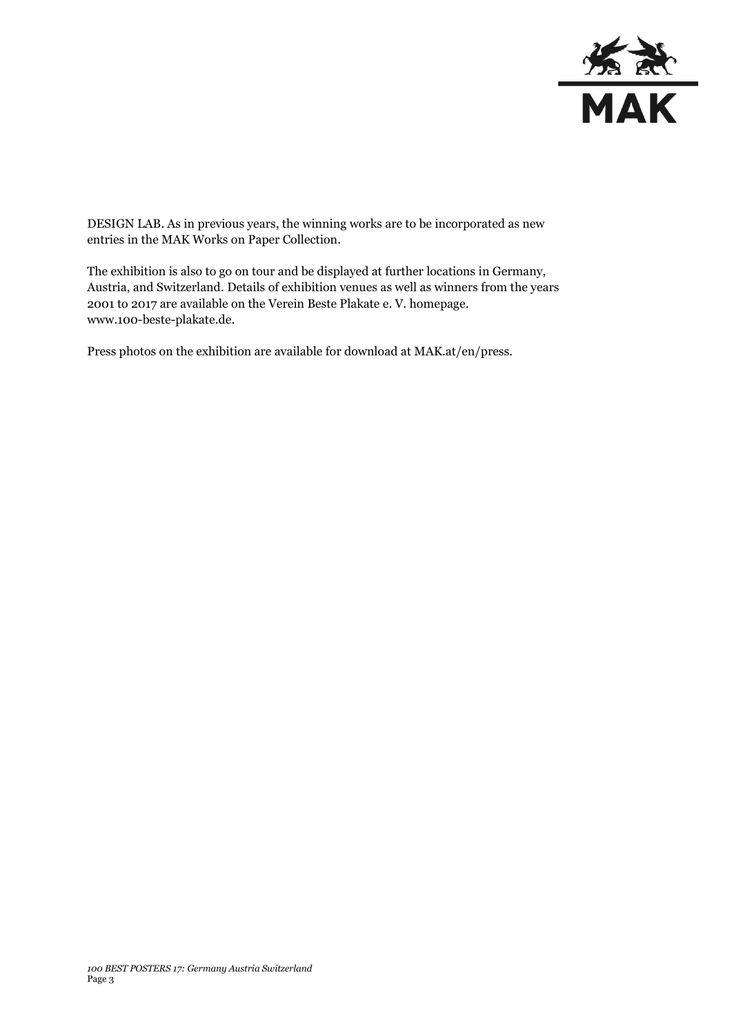DESIGN LAB. As in previous years, the winning works are to be incorporated as new entries in the MAK Works on Paper Collection.

The exhibition is also to go on tour and be displayed at further locations in Germany, Austria, and Switzerland. Details of exhibition venues as well as winners from the years 2001 to 2017 are available on the Verein Beste Plakate e. V. homepage. www.100-beste-plakate.de.

Press photos on the exhibition are available for download at MAK.at/en/press.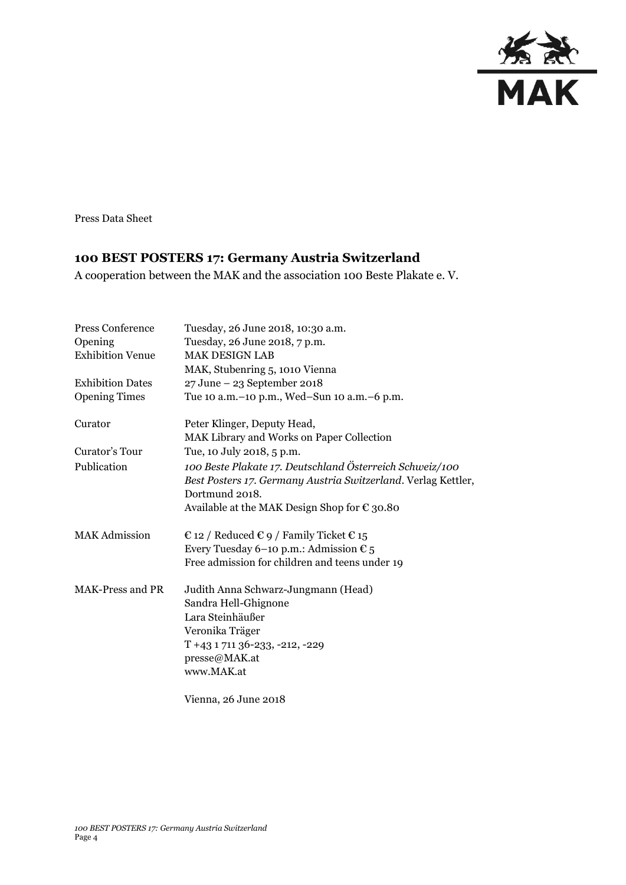Press Data Sheet

## 100 BEST POSTERS 17: Germany Austria Switzerland

A cooperation between the MAK and the association 100 Beste Plakate e. V.

| | |
|---|---|
| Press Conference | Tuesday, 26 June 2018, 10:30 a.m. |
| Opening | Tuesday, 26 June 2018, 7 p.m. |
| Exhibition Venue | MAK DESIGN LAB<br>MAK, Stubenring 5, 1010 Vienna |
| Exhibition Dates | 27 June – 23 September 2018 |
| Opening Times | Tue 10 a.m.–10 p.m., Wed–Sun 10 a.m.–6 p.m. |
| Curator | Peter Klinger, Deputy Head,<br>MAK Library and Works on Paper Collection |
| Curator's Tour | Tue, 10 July 2018, 5 p.m. |
| Publication | *100 Beste Plakate 17. Deutschland Österreich Schweiz/100 Best Posters 17. Germany Austria Switzerland*. Verlag Kettler, Dortmund 2018.<br>Available at the MAK Design Shop for € 30.80 |
| MAK Admission | € 12 / Reduced € 9 / Family Ticket € 15<br>Every Tuesday 6–10 p.m.: Admission € 5<br>Free admission for children and teens under 19 |
| MAK-Press and PR | Judith Anna Schwarz-Jungmann (Head)<br>Sandra Hell-Ghignone<br>Lara Steinhäußer<br>Veronika Träger<br>T +43 1 711 36-233, -212, -229<br>presse@MAK.at<br>www.MAK.at |

Vienna, 26 June 2018